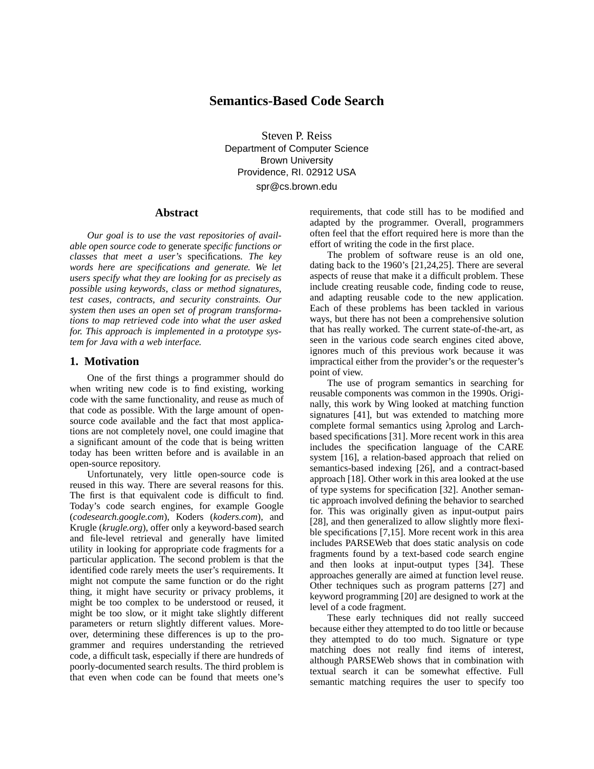# Semantics-Based Code Search

Steven P. Reiss
Department of Computer Science
Brown University
Providence, RI. 02912 USA
spr@cs.brown.edu

## Abstract

*Our goal is to use the vast repositories of available open source code to* generate *specific functions or classes that meet a user's* specifications. *The key words here are specifications and generate. We let users specify what they are looking for as precisely as possible using keywords, class or method signatures, test cases, contracts, and security constraints. Our system then uses an open set of program transformations to map retrieved code into what the user asked for. This approach is implemented in a prototype system for Java with a web interface.*

## 1. Motivation

One of the first things a programmer should do when writing new code is to find existing, working code with the same functionality, and reuse as much of that code as possible. With the large amount of open-source code available and the fact that most applications are not completely novel, one could imagine that a significant amount of the code that is being written today has been written before and is available in an open-source repository.

Unfortunately, very little open-source code is reused in this way. There are several reasons for this. The first is that equivalent code is difficult to find. Today's code search engines, for example Google (*codesearch.google.com*), Koders (*koders.com*), and Krugle (*krugle.org*), offer only a keyword-based search and file-level retrieval and generally have limited utility in looking for appropriate code fragments for a particular application. The second problem is that the identified code rarely meets the user's requirements. It might not compute the same function or do the right thing, it might have security or privacy problems, it might be too complex to be understood or reused, it might be too slow, or it might take slightly different parameters or return slightly different values. Moreover, determining these differences is up to the programmer and requires understanding the retrieved code, a difficult task, especially if there are hundreds of poorly-documented search results. The third problem is that even when code can be found that meets one's requirements, that code still has to be modified and adapted by the programmer. Overall, programmers often feel that the effort required here is more than the effort of writing the code in the first place.

The problem of software reuse is an old one, dating back to the 1960's [21,24,25]. There are several aspects of reuse that make it a difficult problem. These include creating reusable code, finding code to reuse, and adapting reusable code to the new application. Each of these problems has been tackled in various ways, but there has not been a comprehensive solution that has really worked. The current state-of-the-art, as seen in the various code search engines cited above, ignores much of this previous work because it was impractical either from the provider's or the requester's point of view.

The use of program semantics in searching for reusable components was common in the 1990s. Originally, this work by Wing looked at matching function signatures [41], but was extended to matching more complete formal semantics using λprolog and Larch-based specifications [31]. More recent work in this area includes the specification language of the CARE system [16], a relation-based approach that relied on semantics-based indexing [26], and a contract-based approach [18]. Other work in this area looked at the use of type systems for specification [32]. Another semantic approach involved defining the behavior to searched for. This was originally given as input-output pairs [28], and then generalized to allow slightly more flexible specifications [7,15]. More recent work in this area includes PARSEWeb that does static analysis on code fragments found by a text-based code search engine and then looks at input-output types [34]. These approaches generally are aimed at function level reuse. Other techniques such as program patterns [27] and keyword programming [20] are designed to work at the level of a code fragment.

These early techniques did not really succeed because either they attempted to do too little or because they attempted to do too much. Signature or type matching does not really find items of interest, although PARSEWeb shows that in combination with textual search it can be somewhat effective. Full semantic matching requires the user to specify too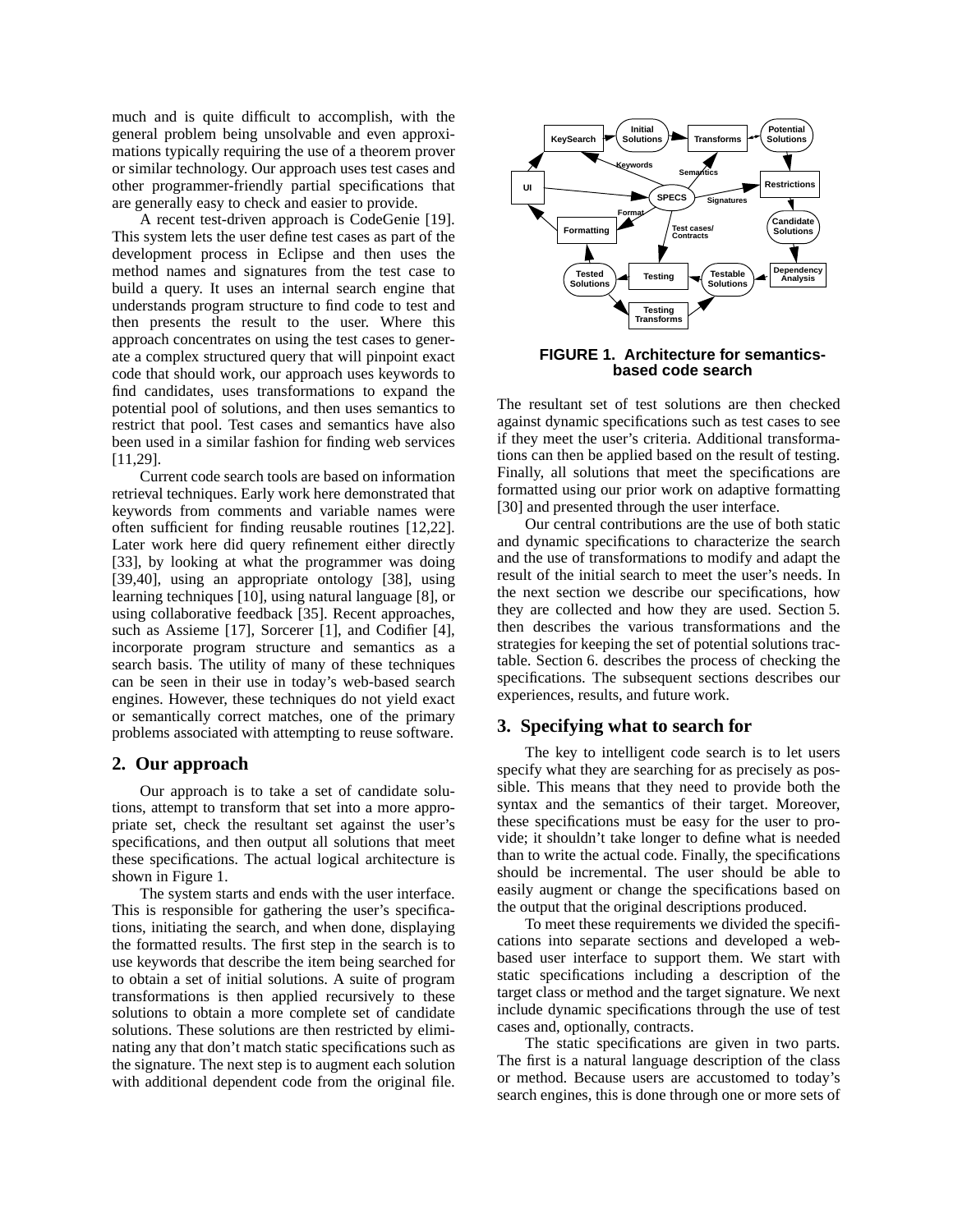much and is quite difficult to accomplish, with the general problem being unsolvable and even approximations typically requiring the use of a theorem prover or similar technology. Our approach uses test cases and other programmer-friendly partial specifications that are generally easy to check and easier to provide.

A recent test-driven approach is CodeGenie [19]. This system lets the user define test cases as part of the development process in Eclipse and then uses the method names and signatures from the test case to build a query. It uses an internal search engine that understands program structure to find code to test and then presents the result to the user. Where this approach concentrates on using the test cases to generate a complex structured query that will pinpoint exact code that should work, our approach uses keywords to find candidates, uses transformations to expand the potential pool of solutions, and then uses semantics to restrict that pool. Test cases and semantics have also been used in a similar fashion for finding web services [11,29].

Current code search tools are based on information retrieval techniques. Early work here demonstrated that keywords from comments and variable names were often sufficient for finding reusable routines [12,22]. Later work here did query refinement either directly [33], by looking at what the programmer was doing [39,40], using an appropriate ontology [38], using learning techniques [10], using natural language [8], or using collaborative feedback [35]. Recent approaches, such as Assieme [17], Sorcerer [1], and Codifier [4], incorporate program structure and semantics as a search basis. The utility of many of these techniques can be seen in their use in today's web-based search engines. However, these techniques do not yield exact or semantically correct matches, one of the primary problems associated with attempting to reuse software.

## 2. Our approach

Our approach is to take a set of candidate solutions, attempt to transform that set into a more appropriate set, check the resultant set against the user's specifications, and then output all solutions that meet these specifications. The actual logical architecture is shown in Figure 1.

The system starts and ends with the user interface. This is responsible for gathering the user's specifications, initiating the search, and when done, displaying the formatted results. The first step in the search is to use keywords that describe the item being searched for to obtain a set of initial solutions. A suite of program transformations is then applied recursively to these solutions to obtain a more complete set of candidate solutions. These solutions are then restricted by eliminating any that don't match static specifications such as the signature. The next step is to augment each solution with additional dependent code from the original file.

**FIGURE 1. Architecture for semantics-based code search**

The resultant set of test solutions are then checked against dynamic specifications such as test cases to see if they meet the user's criteria. Additional transformations can then be applied based on the result of testing. Finally, all solutions that meet the specifications are formatted using our prior work on adaptive formatting [30] and presented through the user interface.

Our central contributions are the use of both static and dynamic specifications to characterize the search and the use of transformations to modify and adapt the result of the initial search to meet the user's needs. In the next section we describe our specifications, how they are collected and how they are used. Section 5. then describes the various transformations and the strategies for keeping the set of potential solutions tractable. Section 6. describes the process of checking the specifications. The subsequent sections describes our experiences, results, and future work.

## 3. Specifying what to search for

The key to intelligent code search is to let users specify what they are searching for as precisely as possible. This means that they need to provide both the syntax and the semantics of their target. Moreover, these specifications must be easy for the user to provide; it shouldn't take longer to define what is needed than to write the actual code. Finally, the specifications should be incremental. The user should be able to easily augment or change the specifications based on the output that the original descriptions produced.

To meet these requirements we divided the specifications into separate sections and developed a web-based user interface to support them. We start with static specifications including a description of the target class or method and the target signature. We next include dynamic specifications through the use of test cases and, optionally, contracts.

The static specifications are given in two parts. The first is a natural language description of the class or method. Because users are accustomed to today's search engines, this is done through one or more sets of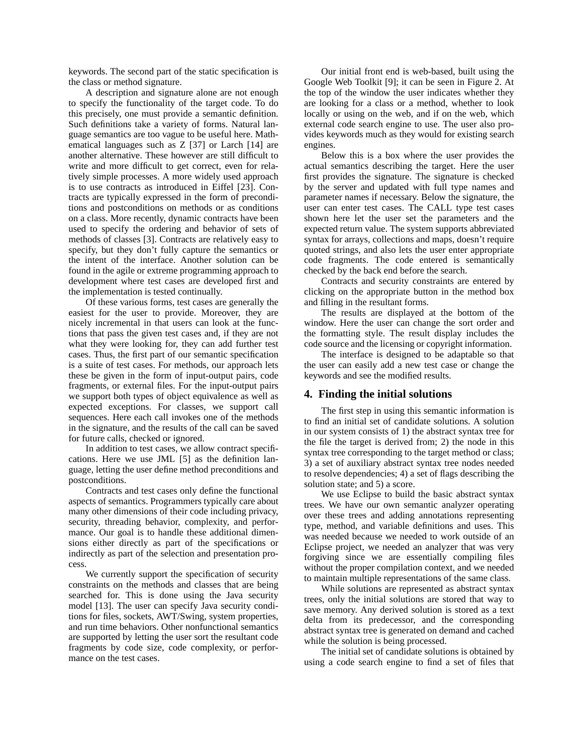keywords. The second part of the static specification is the class or method signature.

A description and signature alone are not enough to specify the functionality of the target code. To do this precisely, one must provide a semantic definition. Such definitions take a variety of forms. Natural language semantics are too vague to be useful here. Mathematical languages such as Z [37] or Larch [14] are another alternative. These however are still difficult to write and more difficult to get correct, even for relatively simple processes. A more widely used approach is to use contracts as introduced in Eiffel [23]. Contracts are typically expressed in the form of preconditions and postconditions on methods or as conditions on a class. More recently, dynamic contracts have been used to specify the ordering and behavior of sets of methods of classes [3]. Contracts are relatively easy to specify, but they don't fully capture the semantics or the intent of the interface. Another solution can be found in the agile or extreme programming approach to development where test cases are developed first and the implementation is tested continually.

Of these various forms, test cases are generally the easiest for the user to provide. Moreover, they are nicely incremental in that users can look at the functions that pass the given test cases and, if they are not what they were looking for, they can add further test cases. Thus, the first part of our semantic specification is a suite of test cases. For methods, our approach lets these be given in the form of input-output pairs, code fragments, or external files. For the input-output pairs we support both types of object equivalence as well as expected exceptions. For classes, we support call sequences. Here each call invokes one of the methods in the signature, and the results of the call can be saved for future calls, checked or ignored.

In addition to test cases, we allow contract specifications. Here we use JML [5] as the definition language, letting the user define method preconditions and postconditions.

Contracts and test cases only define the functional aspects of semantics. Programmers typically care about many other dimensions of their code including privacy, security, threading behavior, complexity, and performance. Our goal is to handle these additional dimensions either directly as part of the specifications or indirectly as part of the selection and presentation process.

We currently support the specification of security constraints on the methods and classes that are being searched for. This is done using the Java security model [13]. The user can specify Java security conditions for files, sockets, AWT/Swing, system properties, and run time behaviors. Other nonfunctional semantics are supported by letting the user sort the resultant code fragments by code size, code complexity, or performance on the test cases.

Our initial front end is web-based, built using the Google Web Toolkit [9]; it can be seen in Figure 2. At the top of the window the user indicates whether they are looking for a class or a method, whether to look locally or using on the web, and if on the web, which external code search engine to use. The user also provides keywords much as they would for existing search engines.

Below this is a box where the user provides the actual semantics describing the target. Here the user first provides the signature. The signature is checked by the server and updated with full type names and parameter names if necessary. Below the signature, the user can enter test cases. The CALL type test cases shown here let the user set the parameters and the expected return value. The system supports abbreviated syntax for arrays, collections and maps, doesn't require quoted strings, and also lets the user enter appropriate code fragments. The code entered is semantically checked by the back end before the search.

Contracts and security constraints are entered by clicking on the appropriate button in the method box and filling in the resultant forms.

The results are displayed at the bottom of the window. Here the user can change the sort order and the formatting style. The result display includes the code source and the licensing or copyright information.

The interface is designed to be adaptable so that the user can easily add a new test case or change the keywords and see the modified results.

## 4. Finding the initial solutions

The first step in using this semantic information is to find an initial set of candidate solutions. A solution in our system consists of 1) the abstract syntax tree for the file the target is derived from; 2) the node in this syntax tree corresponding to the target method or class; 3) a set of auxiliary abstract syntax tree nodes needed to resolve dependencies; 4) a set of flags describing the solution state; and 5) a score.

We use Eclipse to build the basic abstract syntax trees. We have our own semantic analyzer operating over these trees and adding annotations representing type, method, and variable definitions and uses. This was needed because we needed to work outside of an Eclipse project, we needed an analyzer that was very forgiving since we are essentially compiling files without the proper compilation context, and we needed to maintain multiple representations of the same class.

While solutions are represented as abstract syntax trees, only the initial solutions are stored that way to save memory. Any derived solution is stored as a text delta from its predecessor, and the corresponding abstract syntax tree is generated on demand and cached while the solution is being processed.

The initial set of candidate solutions is obtained by using a code search engine to find a set of files that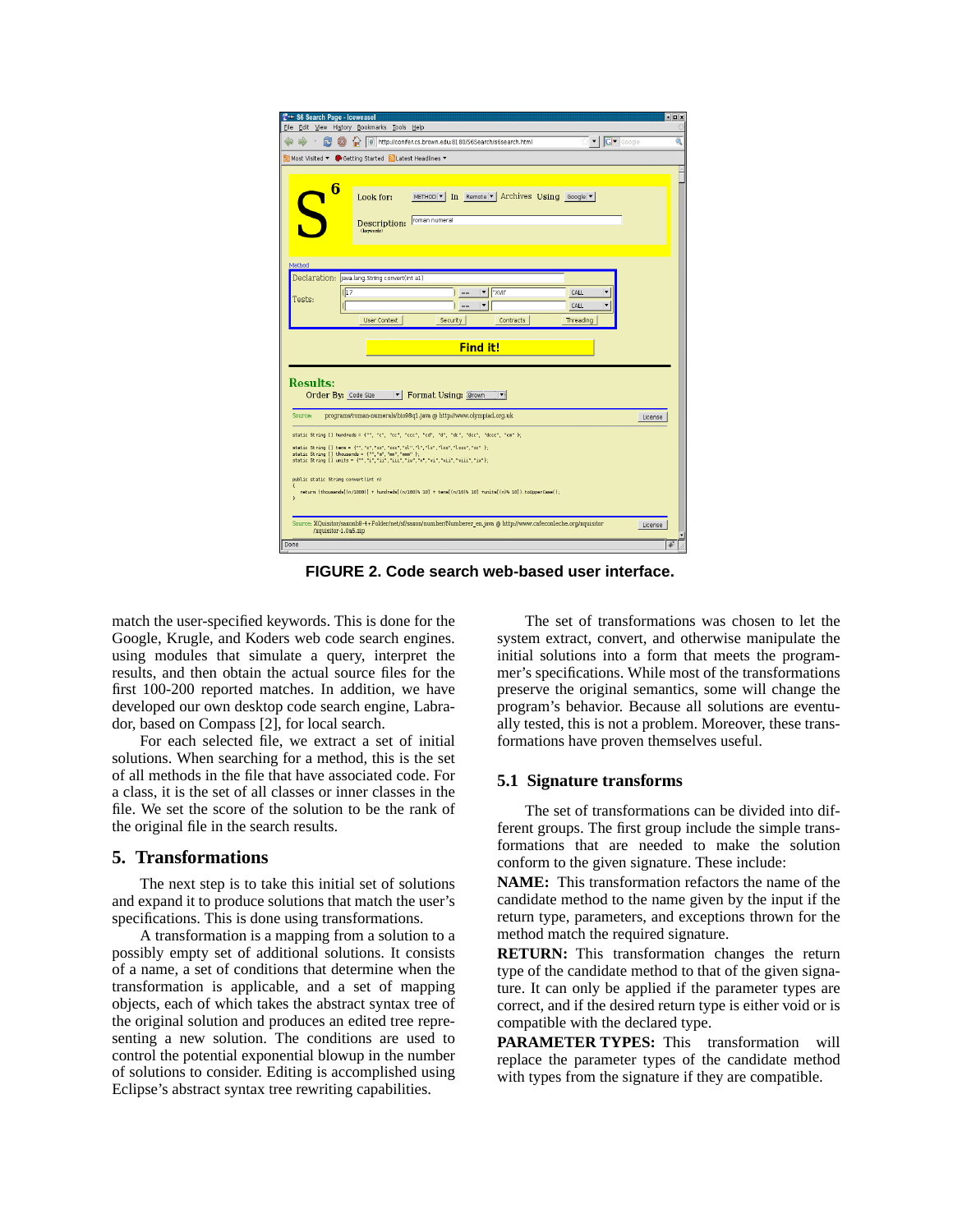FIGURE 2. Code search web-based user interface.

match the user-specified keywords. This is done for the Google, Krugle, and Koders web code search engines. using modules that simulate a query, interpret the results, and then obtain the actual source files for the first 100-200 reported matches. In addition, we have developed our own desktop code search engine, Labrador, based on Compass [2], for local search.

For each selected file, we extract a set of initial solutions. When searching for a method, this is the set of all methods in the file that have associated code. For a class, it is the set of all classes or inner classes in the file. We set the score of the solution to be the rank of the original file in the search results.

## 5. Transformations

The next step is to take this initial set of solutions and expand it to produce solutions that match the user's specifications. This is done using transformations.

A transformation is a mapping from a solution to a possibly empty set of additional solutions. It consists of a name, a set of conditions that determine when the transformation is applicable, and a set of mapping objects, each of which takes the abstract syntax tree of the original solution and produces an edited tree representing a new solution. The conditions are used to control the potential exponential blowup in the number of solutions to consider. Editing is accomplished using Eclipse's abstract syntax tree rewriting capabilities.

The set of transformations was chosen to let the system extract, convert, and otherwise manipulate the initial solutions into a form that meets the programmer's specifications. While most of the transformations preserve the original semantics, some will change the program's behavior. Because all solutions are eventually tested, this is not a problem. Moreover, these transformations have proven themselves useful.

### 5.1 Signature transforms

The set of transformations can be divided into different groups. The first group include the simple transformations that are needed to make the solution conform to the given signature. These include:

**NAME:** This transformation refactors the name of the candidate method to the name given by the input if the return type, parameters, and exceptions thrown for the method match the required signature.

**RETURN:** This transformation changes the return type of the candidate method to that of the given signature. It can only be applied if the parameter types are correct, and if the desired return type is either void or is compatible with the declared type.

**PARAMETER TYPES:** This transformation will replace the parameter types of the candidate method with types from the signature if they are compatible.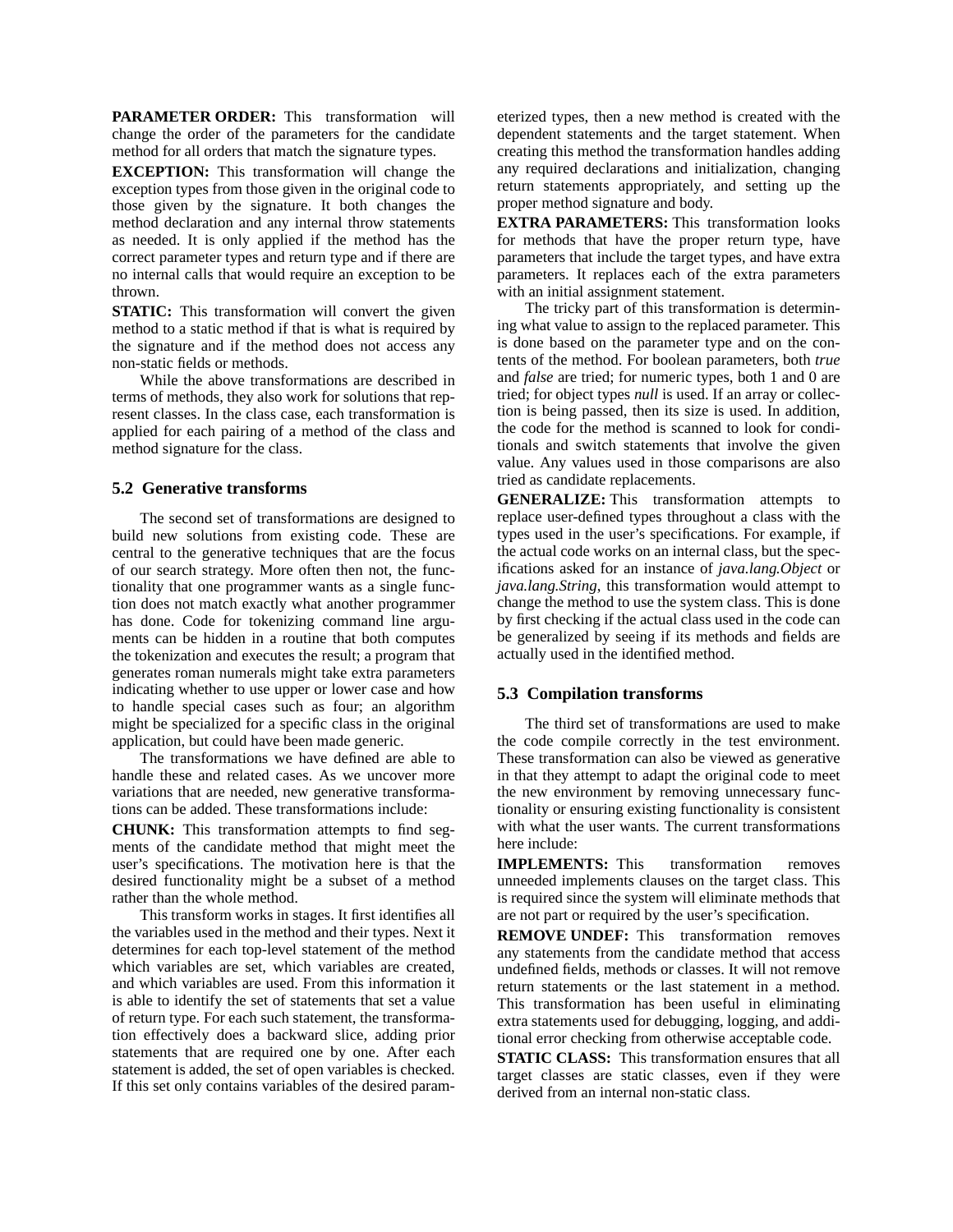**PARAMETER ORDER:** This transformation will change the order of the parameters for the candidate method for all orders that match the signature types.

**EXCEPTION:** This transformation will change the exception types from those given in the original code to those given by the signature. It both changes the method declaration and any internal throw statements as needed. It is only applied if the method has the correct parameter types and return type and if there are no internal calls that would require an exception to be thrown.

**STATIC:** This transformation will convert the given method to a static method if that is what is required by the signature and if the method does not access any non-static fields or methods.

While the above transformations are described in terms of methods, they also work for solutions that represent classes. In the class case, each transformation is applied for each pairing of a method of the class and method signature for the class.

### 5.2 Generative transforms

The second set of transformations are designed to build new solutions from existing code. These are central to the generative techniques that are the focus of our search strategy. More often then not, the functionality that one programmer wants as a single function does not match exactly what another programmer has done. Code for tokenizing command line arguments can be hidden in a routine that both computes the tokenization and executes the result; a program that generates roman numerals might take extra parameters indicating whether to use upper or lower case and how to handle special cases such as four; an algorithm might be specialized for a specific class in the original application, but could have been made generic.

The transformations we have defined are able to handle these and related cases. As we uncover more variations that are needed, new generative transformations can be added. These transformations include:

**CHUNK:** This transformation attempts to find segments of the candidate method that might meet the user's specifications. The motivation here is that the desired functionality might be a subset of a method rather than the whole method.

This transform works in stages. It first identifies all the variables used in the method and their types. Next it determines for each top-level statement of the method which variables are set, which variables are created, and which variables are used. From this information it is able to identify the set of statements that set a value of return type. For each such statement, the transformation effectively does a backward slice, adding prior statements that are required one by one. After each statement is added, the set of open variables is checked. If this set only contains variables of the desired parameterized types, then a new method is created with the dependent statements and the target statement. When creating this method the transformation handles adding any required declarations and initialization, changing return statements appropriately, and setting up the proper method signature and body.

**EXTRA PARAMETERS:** This transformation looks for methods that have the proper return type, have parameters that include the target types, and have extra parameters. It replaces each of the extra parameters with an initial assignment statement.

The tricky part of this transformation is determining what value to assign to the replaced parameter. This is done based on the parameter type and on the contents of the method. For boolean parameters, both *true* and *false* are tried; for numeric types, both 1 and 0 are tried; for object types *null* is used. If an array or collection is being passed, then its size is used. In addition, the code for the method is scanned to look for conditionals and switch statements that involve the given value. Any values used in those comparisons are also tried as candidate replacements.

**GENERALIZE:** This transformation attempts to replace user-defined types throughout a class with the types used in the user's specifications. For example, if the actual code works on an internal class, but the specifications asked for an instance of *java.lang.Object* or *java.lang.String*, this transformation would attempt to change the method to use the system class. This is done by first checking if the actual class used in the code can be generalized by seeing if its methods and fields are actually used in the identified method.

### 5.3 Compilation transforms

The third set of transformations are used to make the code compile correctly in the test environment. These transformation can also be viewed as generative in that they attempt to adapt the original code to meet the new environment by removing unnecessary functionality or ensuring existing functionality is consistent with what the user wants. The current transformations here include:

**IMPLEMENTS:** This transformation removes unneeded implements clauses on the target class. This is required since the system will eliminate methods that are not part or required by the user's specification.

**REMOVE UNDEF:** This transformation removes any statements from the candidate method that access undefined fields, methods or classes. It will not remove return statements or the last statement in a method. This transformation has been useful in eliminating extra statements used for debugging, logging, and additional error checking from otherwise acceptable code.

**STATIC CLASS:** This transformation ensures that all target classes are static classes, even if they were derived from an internal non-static class.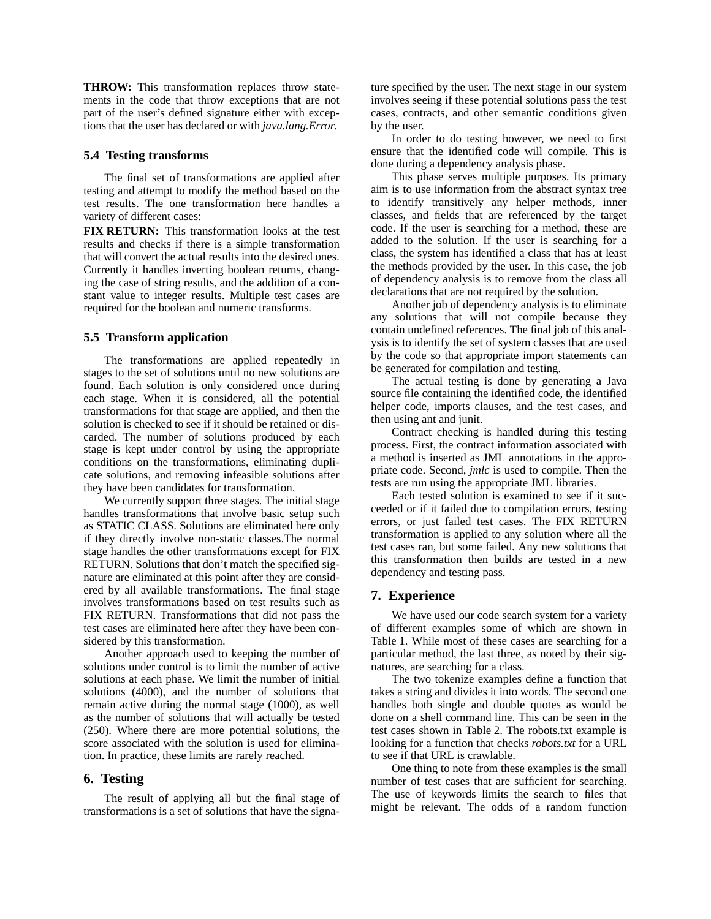**THROW:** This transformation replaces throw statements in the code that throw exceptions that are not part of the user's defined signature either with exceptions that the user has declared or with *java.lang.Error.*

### 5.4 Testing transforms

The final set of transformations are applied after testing and attempt to modify the method based on the test results. The one transformation here handles a variety of different cases:

**FIX RETURN:** This transformation looks at the test results and checks if there is a simple transformation that will convert the actual results into the desired ones. Currently it handles inverting boolean returns, changing the case of string results, and the addition of a constant value to integer results. Multiple test cases are required for the boolean and numeric transforms.

### 5.5 Transform application

The transformations are applied repeatedly in stages to the set of solutions until no new solutions are found. Each solution is only considered once during each stage. When it is considered, all the potential transformations for that stage are applied, and then the solution is checked to see if it should be retained or discarded. The number of solutions produced by each stage is kept under control by using the appropriate conditions on the transformations, eliminating duplicate solutions, and removing infeasible solutions after they have been candidates for transformation.

We currently support three stages. The initial stage handles transformations that involve basic setup such as STATIC CLASS. Solutions are eliminated here only if they directly involve non-static classes.The normal stage handles the other transformations except for FIX RETURN. Solutions that don't match the specified signature are eliminated at this point after they are considered by all available transformations. The final stage involves transformations based on test results such as FIX RETURN. Transformations that did not pass the test cases are eliminated here after they have been considered by this transformation.

Another approach used to keeping the number of solutions under control is to limit the number of active solutions at each phase. We limit the number of initial solutions (4000), and the number of solutions that remain active during the normal stage (1000), as well as the number of solutions that will actually be tested (250). Where there are more potential solutions, the score associated with the solution is used for elimination. In practice, these limits are rarely reached.

## 6. Testing

The result of applying all but the final stage of transformations is a set of solutions that have the signature specified by the user. The next stage in our system involves seeing if these potential solutions pass the test cases, contracts, and other semantic conditions given by the user.

In order to do testing however, we need to first ensure that the identified code will compile. This is done during a dependency analysis phase.

This phase serves multiple purposes. Its primary aim is to use information from the abstract syntax tree to identify transitively any helper methods, inner classes, and fields that are referenced by the target code. If the user is searching for a method, these are added to the solution. If the user is searching for a class, the system has identified a class that has at least the methods provided by the user. In this case, the job of dependency analysis is to remove from the class all declarations that are not required by the solution.

Another job of dependency analysis is to eliminate any solutions that will not compile because they contain undefined references. The final job of this analysis is to identify the set of system classes that are used by the code so that appropriate import statements can be generated for compilation and testing.

The actual testing is done by generating a Java source file containing the identified code, the identified helper code, imports clauses, and the test cases, and then using ant and junit.

Contract checking is handled during this testing process. First, the contract information associated with a method is inserted as JML annotations in the appropriate code. Second, *jmlc* is used to compile. Then the tests are run using the appropriate JML libraries.

Each tested solution is examined to see if it succeeded or if it failed due to compilation errors, testing errors, or just failed test cases. The FIX RETURN transformation is applied to any solution where all the test cases ran, but some failed. Any new solutions that this transformation then builds are tested in a new dependency and testing pass.

## 7. Experience

We have used our code search system for a variety of different examples some of which are shown in Table 1. While most of these cases are searching for a particular method, the last three, as noted by their signatures, are searching for a class.

The two tokenize examples define a function that takes a string and divides it into words. The second one handles both single and double quotes as would be done on a shell command line. This can be seen in the test cases shown in Table 2. The robots.txt example is looking for a function that checks *robots.txt* for a URL to see if that URL is crawlable.

One thing to note from these examples is the small number of test cases that are sufficient for searching. The use of keywords limits the search to files that might be relevant. The odds of a random function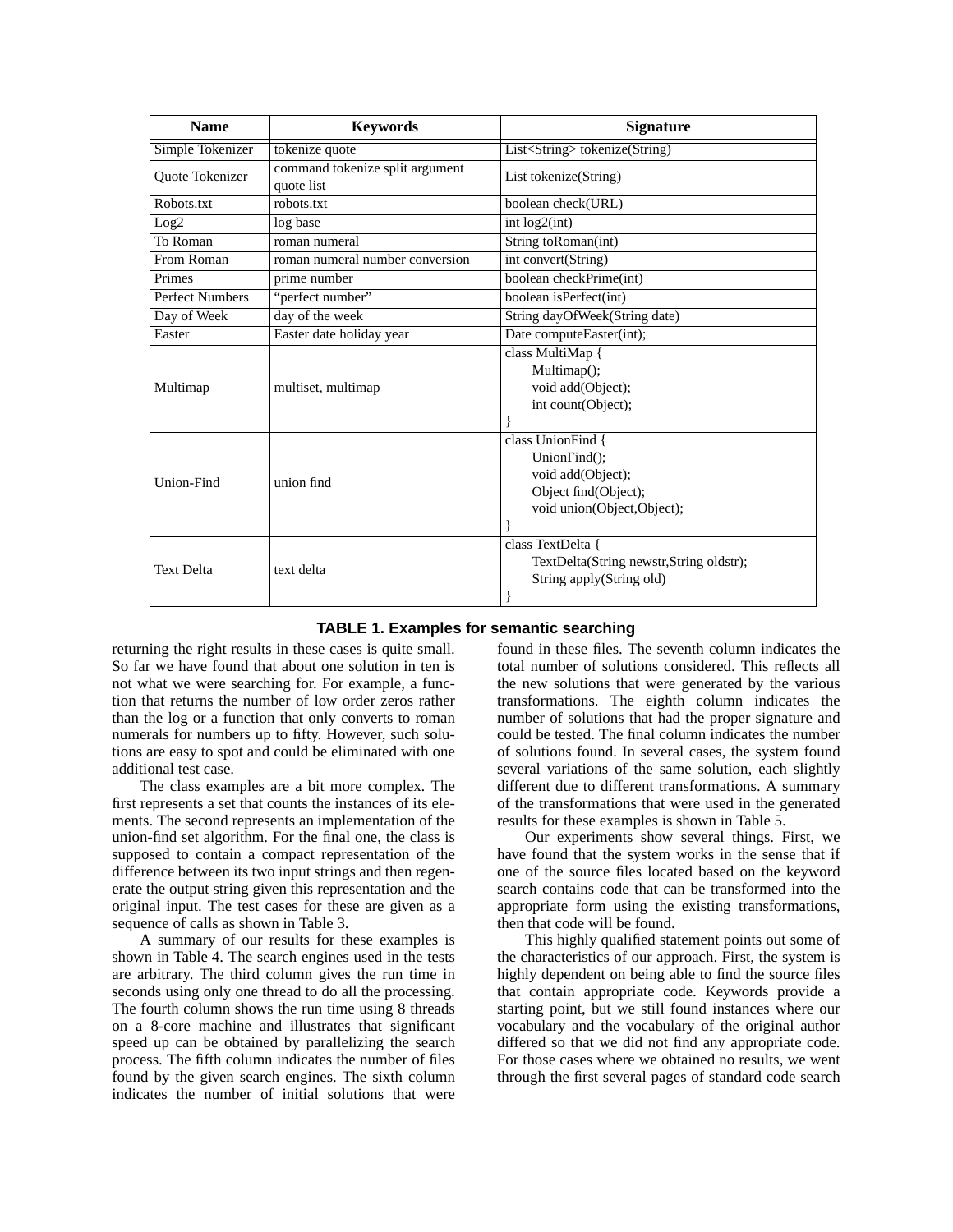| Name | Keywords | Signature |
|---|---|---|
| Simple Tokenizer | tokenize quote | List<String> tokenize(String) |
| Quote Tokenizer | command tokenize split argument quote list | List tokenize(String) |
| Robots.txt | robots.txt | boolean check(URL) |
| Log2 | log base | int log2(int) |
| To Roman | roman numeral | String toRoman(int) |
| From Roman | roman numeral number conversion | int convert(String) |
| Primes | prime number | boolean checkPrime(int) |
| Perfect Numbers | "perfect number" | boolean isPerfect(int) |
| Day of Week | day of the week | String dayOfWeek(String date) |
| Easter | Easter date holiday year | Date computeEaster(int); |
| Multimap | multiset, multimap | class MultiMap { Multimap(); void add(Object); int count(Object); } |
| Union-Find | union find | class UnionFind { UnionFind(); void add(Object); Object find(Object); void union(Object,Object); } |
| Text Delta | text delta | class TextDelta { TextDelta(String newstr,String oldstr); String apply(String old) } |

**TABLE 1. Examples for semantic searching**

returning the right results in these cases is quite small. So far we have found that about one solution in ten is not what we were searching for. For example, a function that returns the number of low order zeros rather than the log or a function that only converts to roman numerals for numbers up to fifty. However, such solutions are easy to spot and could be eliminated with one additional test case.

The class examples are a bit more complex. The first represents a set that counts the instances of its elements. The second represents an implementation of the union-find set algorithm. For the final one, the class is supposed to contain a compact representation of the difference between its two input strings and then regenerate the output string given this representation and the original input. The test cases for these are given as a sequence of calls as shown in Table 3.

A summary of our results for these examples is shown in Table 4. The search engines used in the tests are arbitrary. The third column gives the run time in seconds using only one thread to do all the processing. The fourth column shows the run time using 8 threads on a 8-core machine and illustrates that significant speed up can be obtained by parallelizing the search process. The fifth column indicates the number of files found by the given search engines. The sixth column indicates the number of initial solutions that were found in these files. The seventh column indicates the total number of solutions considered. This reflects all the new solutions that were generated by the various transformations. The eighth column indicates the number of solutions that had the proper signature and could be tested. The final column indicates the number of solutions found. In several cases, the system found several variations of the same solution, each slightly different due to different transformations. A summary of the transformations that were used in the generated results for these examples is shown in Table 5.

Our experiments show several things. First, we have found that the system works in the sense that if one of the source files located based on the keyword search contains code that can be transformed into the appropriate form using the existing transformations, then that code will be found.

This highly qualified statement points out some of the characteristics of our approach. First, the system is highly dependent on being able to find the source files that contain appropriate code. Keywords provide a starting point, but we still found instances where our vocabulary and the vocabulary of the original author differed so that we did not find any appropriate code. For those cases where we obtained no results, we went through the first several pages of standard code search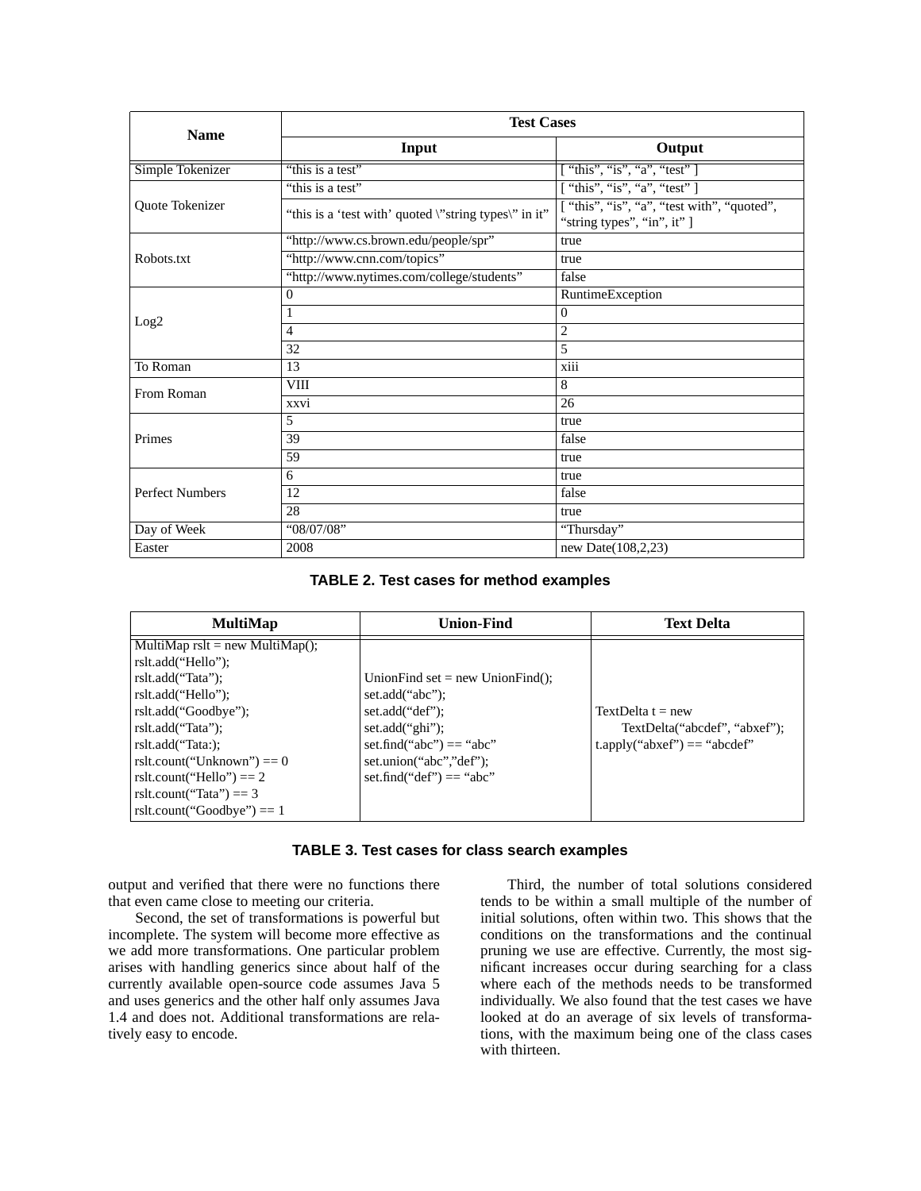| Name | Test Cases | |
|---|---|---|
| | Input | Output |
| Simple Tokenizer | "this is a test" | [ "this", "is", "a", "test" ] |
| Quote Tokenizer | "this is a test" | [ "this", "is", "a", "test" ] |
| | "this is a 'test with' quoted \"string types\" in it" | [ "this", "is", "a", "test with", "quoted", "string types", "in", it" ] |
| Robots.txt | "http://www.cs.brown.edu/people/spr" | true |
| | "http://www.cnn.com/topics" | true |
| | "http://www.nytimes.com/college/students" | false |
| Log2 | 0 | RuntimeException |
| | 1 | 0 |
| | 4 | 2 |
| | 32 | 5 |
| To Roman | 13 | xiii |
| From Roman | VIII | 8 |
| | xxvi | 26 |
| Primes | 5 | true |
| | 39 | false |
| | 59 | true |
| Perfect Numbers | 6 | true |
| | 12 | false |
| | 28 | true |
| Day of Week | "08/07/08" | "Thursday" |
| Easter | 2008 | new Date(108,2,23) |

**TABLE 2. Test cases for method examples**

| MultiMap | Union-Find | Text Delta |
|---|---|---|
| MultiMap rslt = new MultiMap();<br>rslt.add("Hello");<br>rslt.add("Tata");<br>rslt.add("Hello");<br>rslt.add("Goodbye");<br>rslt.add("Tata");<br>rslt.add("Tata:);<br>rslt.count("Unknown") == 0<br>rslt.count("Hello") == 2<br>rslt.count("Tata") == 3<br>rslt.count("Goodbye") == 1 | UnionFind set = new UnionFind();<br>set.add("abc");<br>set.add("def");<br>set.add("ghi");<br>set.find("abc") == "abc"<br>set.union("abc","def");<br>set.find("def") == "abc" | TextDelta t = new<br>TextDelta("abcdef", "abxef");<br>t.apply("abxef") == "abcdef" |

**TABLE 3. Test cases for class search examples**

output and verified that there were no functions there that even came close to meeting our criteria.

Second, the set of transformations is powerful but incomplete. The system will become more effective as we add more transformations. One particular problem arises with handling generics since about half of the currently available open-source code assumes Java 5 and uses generics and the other half only assumes Java 1.4 and does not. Additional transformations are relatively easy to encode.

Third, the number of total solutions considered tends to be within a small multiple of the number of initial solutions, often within two. This shows that the conditions on the transformations and the continual pruning we use are effective. Currently, the most significant increases occur during searching for a class where each of the methods needs to be transformed individually. We also found that the test cases we have looked at do an average of six levels of transformations, with the maximum being one of the class cases with thirteen.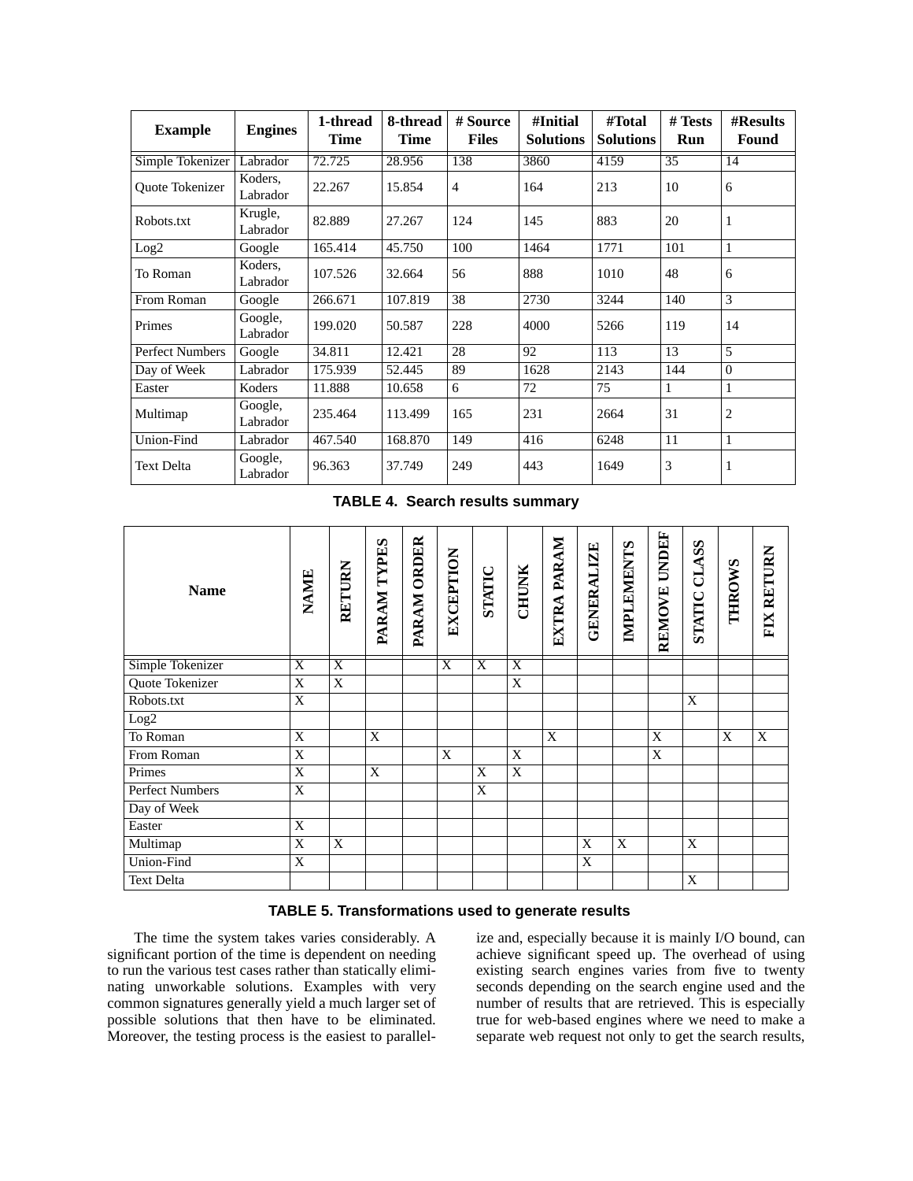| Example | Engines | 1-thread Time | 8-thread Time | # Source Files | #Initial Solutions | #Total Solutions | # Tests Run | #Results Found |
|---|---|---|---|---|---|---|---|---|
| Simple Tokenizer | Labrador | 72.725 | 28.956 | 138 | 3860 | 4159 | 35 | 14 |
| Quote Tokenizer | Koders, Labrador | 22.267 | 15.854 | 4 | 164 | 213 | 10 | 6 |
| Robots.txt | Krugle, Labrador | 82.889 | 27.267 | 124 | 145 | 883 | 20 | 1 |
| Log2 | Google | 165.414 | 45.750 | 100 | 1464 | 1771 | 101 | 1 |
| To Roman | Koders, Labrador | 107.526 | 32.664 | 56 | 888 | 1010 | 48 | 6 |
| From Roman | Google | 266.671 | 107.819 | 38 | 2730 | 3244 | 140 | 3 |
| Primes | Google, Labrador | 199.020 | 50.587 | 228 | 4000 | 5266 | 119 | 14 |
| Perfect Numbers | Google | 34.811 | 12.421 | 28 | 92 | 113 | 13 | 5 |
| Day of Week | Labrador | 175.939 | 52.445 | 89 | 1628 | 2143 | 144 | 0 |
| Easter | Koders | 11.888 | 10.658 | 6 | 72 | 75 | 1 | 1 |
| Multimap | Google, Labrador | 235.464 | 113.499 | 165 | 231 | 2664 | 31 | 2 |
| Union-Find | Labrador | 467.540 | 168.870 | 149 | 416 | 6248 | 11 | 1 |
| Text Delta | Google, Labrador | 96.363 | 37.749 | 249 | 443 | 1649 | 3 | 1 |

**TABLE 4. Search results summary**

| Name | NAME | RETURN | PARAM TYPES | PARAM ORDER | EXCEPTION | STATIC | CHUNK | EXTRA PARAM | GENERALIZE | IMPLEMENTS | REMOVE UNDEF | STATIC CLASS | THROWS | FIX RETURN |
|---|---|---|---|---|---|---|---|---|---|---|---|---|---|---|
| Simple Tokenizer | X | X | | | X | X | X | | | | | | | |
| Quote Tokenizer | X | X | | | | | X | | | | | | | |
| Robots.txt | X | | | | | | | | | | | X | | |
| Log2 | | | | | | | | | | | | | | |
| To Roman | X | | X | | | | | X | | | X | | X | X |
| From Roman | X | | | | X | | X | | | | X | | | |
| Primes | X | | X | | | X | X | | | | | | | |
| Perfect Numbers | X | | | | | X | | | | | | | | |
| Day of Week | | | | | | | | | | | | | | |
| Easter | X | | | | | | | | | | | | | |
| Multimap | X | X | | | | | | | X | X | | X | | |
| Union-Find | X | | | | | | | | X | | | | | |
| Text Delta | | | | | | | | | | | | X | | |

**TABLE 5. Transformations used to generate results**

The time the system takes varies considerably. A significant portion of the time is dependent on needing to run the various test cases rather than statically eliminating unworkable solutions. Examples with very common signatures generally yield a much larger set of possible solutions that then have to be eliminated. Moreover, the testing process is the easiest to parallelize and, especially because it is mainly I/O bound, can achieve significant speed up. The overhead of using existing search engines varies from five to twenty seconds depending on the search engine used and the number of results that are retrieved. This is especially true for web-based engines where we need to make a separate web request not only to get the search results,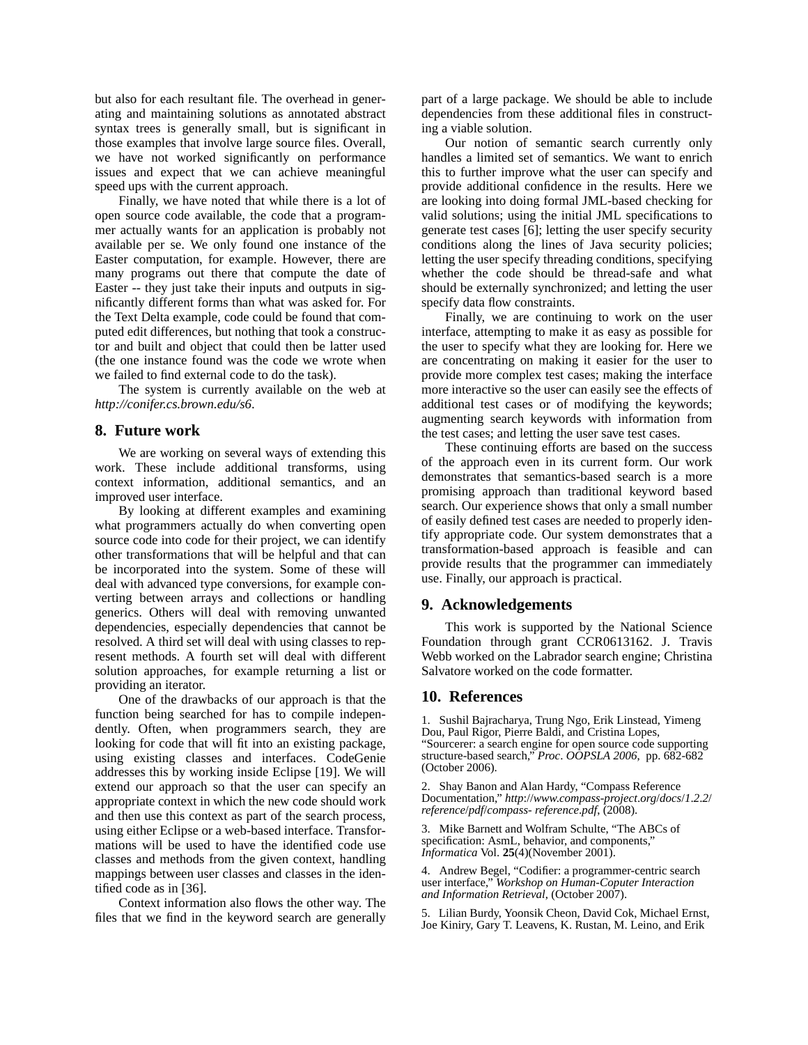but also for each resultant file. The overhead in generating and maintaining solutions as annotated abstract syntax trees is generally small, but is significant in those examples that involve large source files. Overall, we have not worked significantly on performance issues and expect that we can achieve meaningful speed ups with the current approach.

Finally, we have noted that while there is a lot of open source code available, the code that a programmer actually wants for an application is probably not available per se. We only found one instance of the Easter computation, for example. However, there are many programs out there that compute the date of Easter -- they just take their inputs and outputs in significantly different forms than what was asked for. For the Text Delta example, code could be found that computed edit differences, but nothing that took a constructor and built and object that could then be latter used (the one instance found was the code we wrote when we failed to find external code to do the task).

The system is currently available on the web at *http://conifer.cs.brown.edu/s6*.

## 8. Future work

We are working on several ways of extending this work. These include additional transforms, using context information, additional semantics, and an improved user interface.

By looking at different examples and examining what programmers actually do when converting open source code into code for their project, we can identify other transformations that will be helpful and that can be incorporated into the system. Some of these will deal with advanced type conversions, for example converting between arrays and collections or handling generics. Others will deal with removing unwanted dependencies, especially dependencies that cannot be resolved. A third set will deal with using classes to represent methods. A fourth set will deal with different solution approaches, for example returning a list or providing an iterator.

One of the drawbacks of our approach is that the function being searched for has to compile independently. Often, when programmers search, they are looking for code that will fit into an existing package, using existing classes and interfaces. CodeGenie addresses this by working inside Eclipse [19]. We will extend our approach so that the user can specify an appropriate context in which the new code should work and then use this context as part of the search process, using either Eclipse or a web-based interface. Transformations will be used to have the identified code use classes and methods from the given context, handling mappings between user classes and classes in the identified code as in [36].

Context information also flows the other way. The files that we find in the keyword search are generally part of a large package. We should be able to include dependencies from these additional files in constructing a viable solution.

Our notion of semantic search currently only handles a limited set of semantics. We want to enrich this to further improve what the user can specify and provide additional confidence in the results. Here we are looking into doing formal JML-based checking for valid solutions; using the initial JML specifications to generate test cases [6]; letting the user specify security conditions along the lines of Java security policies; letting the user specify threading conditions, specifying whether the code should be thread-safe and what should be externally synchronized; and letting the user specify data flow constraints.

Finally, we are continuing to work on the user interface, attempting to make it as easy as possible for the user to specify what they are looking for. Here we are concentrating on making it easier for the user to provide more complex test cases; making the interface more interactive so the user can easily see the effects of additional test cases or of modifying the keywords; augmenting search keywords with information from the test cases; and letting the user save test cases.

These continuing efforts are based on the success of the approach even in its current form. Our work demonstrates that semantics-based search is a more promising approach than traditional keyword based search. Our experience shows that only a small number of easily defined test cases are needed to properly identify appropriate code. Our system demonstrates that a transformation-based approach is feasible and can provide results that the programmer can immediately use. Finally, our approach is practical.

## 9. Acknowledgements

This work is supported by the National Science Foundation through grant CCR0613162. J. Travis Webb worked on the Labrador search engine; Christina Salvatore worked on the code formatter.

## 10. References

1. Sushil Bajracharya, Trung Ngo, Erik Linstead, Yimeng Dou, Paul Rigor, Pierre Baldi, and Cristina Lopes, "Sourcerer: a search engine for open source code supporting structure-based search," *Proc. OOPSLA 2006*, pp. 682-682 (October 2006).

2. Shay Banon and Alan Hardy, "Compass Reference Documentation," *http://www.compass-project.org/docs/1.2.2/reference/pdf/compass- reference.pdf*, (2008).

3. Mike Barnett and Wolfram Schulte, "The ABCs of specification: AsmL, behavior, and components," *Informatica* Vol. **25**(4)(November 2001).

4. Andrew Begel, "Codifier: a programmer-centric search user interface," *Workshop on Human-Coputer Interaction and Information Retrieval*, (October 2007).

5. Lilian Burdy, Yoonsik Cheon, David Cok, Michael Ernst, Joe Kiniry, Gary T. Leavens, K. Rustan, M. Leino, and Erik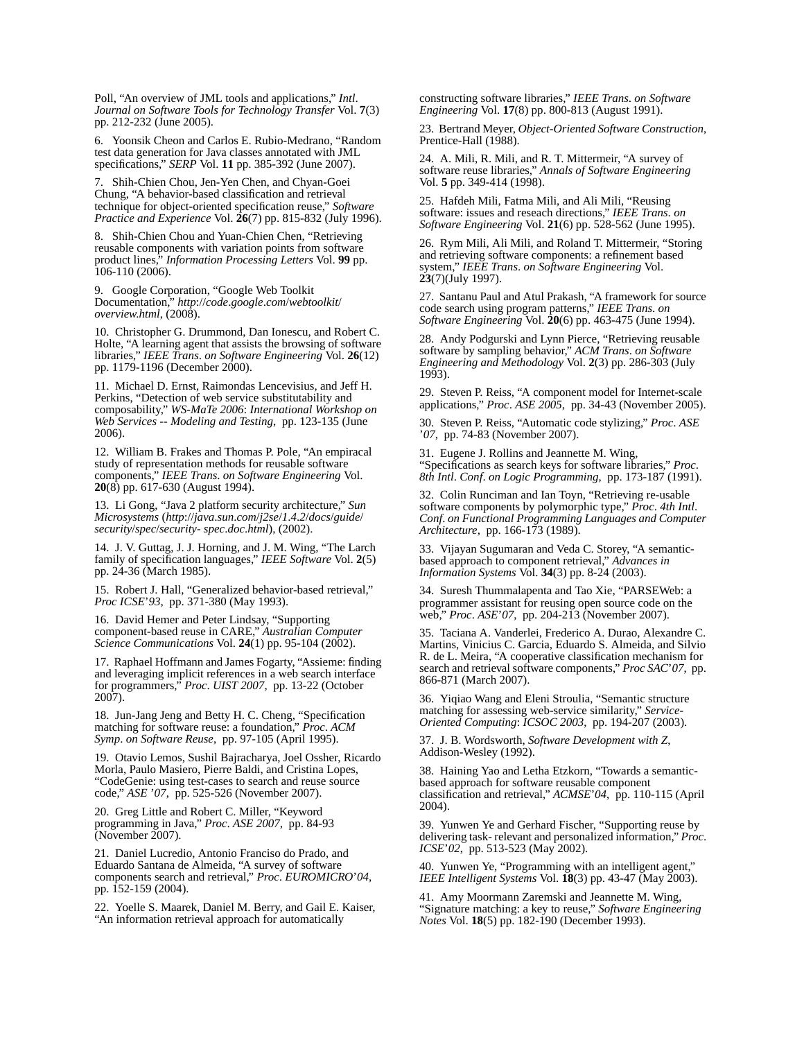Poll, "An overview of JML tools and applications," *Intl. Journal on Software Tools for Technology Transfer* Vol. **7**(3) pp. 212-232 (June 2005).

6. Yoonsik Cheon and Carlos E. Rubio-Medrano, "Random test data generation for Java classes annotated with JML specifications," *SERP* Vol. **11** pp. 385-392 (June 2007).

7. Shih-Chien Chou, Jen-Yen Chen, and Chyan-Goei Chung, "A behavior-based classification and retrieval technique for object-oriented specification reuse," *Software Practice and Experience* Vol. **26**(7) pp. 815-832 (July 1996).

8. Shih-Chien Chou and Yuan-Chien Chen, "Retrieving reusable components with variation points from software product lines," *Information Processing Letters* Vol. **99** pp. 106-110 (2006).

9. Google Corporation, "Google Web Toolkit Documentation," *http://code.google.com/webtoolkit/overview.html*, (2008).

10. Christopher G. Drummond, Dan Ionescu, and Robert C. Holte, "A learning agent that assists the browsing of software libraries," *IEEE Trans. on Software Engineering* Vol. **26**(12) pp. 1179-1196 (December 2000).

11. Michael D. Ernst, Raimondas Lencevisius, and Jeff H. Perkins, "Detection of web service substitutability and composability," *WS-MaTe 2006: International Workshop on Web Services -- Modeling and Testing*, pp. 123-135 (June 2006).

12. William B. Frakes and Thomas P. Pole, "An empiracal study of representation methods for reusable software components," *IEEE Trans. on Software Engineering* Vol. **20**(8) pp. 617-630 (August 1994).

13. Li Gong, "Java 2 platform security architecture," *Sun Microsystems* (*http://java.sun.com/j2se/1.4.2/docs/guide/security/spec/security- spec.doc.html*), (2002).

14. J. V. Guttag, J. J. Horning, and J. M. Wing, "The Larch family of specification languages," *IEEE Software* Vol. **2**(5) pp. 24-36 (March 1985).

15. Robert J. Hall, "Generalized behavior-based retrieval," *Proc ICSE'93*, pp. 371-380 (May 1993).

16. David Hemer and Peter Lindsay, "Supporting component-based reuse in CARE," *Australian Computer Science Communications* Vol. **24**(1) pp. 95-104 (2002).

17. Raphael Hoffmann and James Fogarty, "Assieme: finding and leveraging implicit references in a web search interface for programmers," *Proc. UIST 2007*, pp. 13-22 (October 2007).

18. Jun-Jang Jeng and Betty H. C. Cheng, "Specification matching for software reuse: a foundation," *Proc. ACM Symp. on Software Reuse*, pp. 97-105 (April 1995).

19. Otavio Lemos, Sushil Bajracharya, Joel Ossher, Ricardo Morla, Paulo Masiero, Pierre Baldi, and Cristina Lopes, "CodeGenie: using test-cases to search and reuse source code," *ASE '07*, pp. 525-526 (November 2007).

20. Greg Little and Robert C. Miller, "Keyword programming in Java," *Proc. ASE 2007*, pp. 84-93 (November 2007).

21. Daniel Lucredio, Antonio Franciso do Prado, and Eduardo Santana de Almeida, "A survey of software components search and retrieval," *Proc. EUROMICRO'04*, pp. 152-159 (2004).

22. Yoelle S. Maarek, Daniel M. Berry, and Gail E. Kaiser, "An information retrieval approach for automatically constructing software libraries," *IEEE Trans. on Software Engineering* Vol. **17**(8) pp. 800-813 (August 1991).

23. Bertrand Meyer, *Object-Oriented Software Construction*, Prentice-Hall (1988).

24. A. Mili, R. Mili, and R. T. Mittermeir, "A survey of software reuse libraries," *Annals of Software Engineering* Vol. **5** pp. 349-414 (1998).

25. Hafdeh Mili, Fatma Mili, and Ali Mili, "Reusing software: issues and reseach directions," *IEEE Trans. on Software Engineering* Vol. **21**(6) pp. 528-562 (June 1995).

26. Rym Mili, Ali Mili, and Roland T. Mittermeir, "Storing and retrieving software components: a refinement based system," *IEEE Trans. on Software Engineering* Vol. **23**(7)(July 1997).

27. Santanu Paul and Atul Prakash, "A framework for source code search using program patterns," *IEEE Trans. on Software Engineering* Vol. **20**(6) pp. 463-475 (June 1994).

28. Andy Podgurski and Lynn Pierce, "Retrieving reusable software by sampling behavior," *ACM Trans. on Software Engineering and Methodology* Vol. **2**(3) pp. 286-303 (July 1993).

29. Steven P. Reiss, "A component model for Internet-scale applications," *Proc. ASE 2005*, pp. 34-43 (November 2005).

30. Steven P. Reiss, "Automatic code stylizing," *Proc. ASE '07*, pp. 74-83 (November 2007).

31. Eugene J. Rollins and Jeannette M. Wing, "Specifications as search keys for software libraries," *Proc. 8th Intl. Conf. on Logic Programming*, pp. 173-187 (1991).

32. Colin Runciman and Ian Toyn, "Retrieving re-usable software components by polymorphic type," *Proc. 4th Intl. Conf. on Functional Programming Languages and Computer Architecture*, pp. 166-173 (1989).

33. Vijayan Sugumaran and Veda C. Storey, "A semantic-based approach to component retrieval," *Advances in Information Systems* Vol. **34**(3) pp. 8-24 (2003).

34. Suresh Thummalapenta and Tao Xie, "PARSEWeb: a programmer assistant for reusing open source code on the web," *Proc. ASE'07*, pp. 204-213 (November 2007).

35. Taciana A. Vanderlei, Frederico A. Durao, Alexandre C. Martins, Vinicius C. Garcia, Eduardo S. Almeida, and Silvio R. de L. Meira, "A cooperative classification mechanism for search and retrieval software components," *Proc SAC'07*, pp. 866-871 (March 2007).

36. Yiqiao Wang and Eleni Stroulia, "Semantic structure matching for assessing web-service similarity," *Service-Oriented Computing: ICSOC 2003*, pp. 194-207 (2003).

37. J. B. Wordsworth, *Software Development with Z*, Addison-Wesley (1992).

38. Haining Yao and Letha Etzkorn, "Towards a semantic-based approach for software reusable component classification and retrieval," *ACMSE'04*, pp. 110-115 (April 2004).

39. Yunwen Ye and Gerhard Fischer, "Supporting reuse by delivering task- relevant and personalized information," *Proc. ICSE'02*, pp. 513-523 (May 2002).

40. Yunwen Ye, "Programming with an intelligent agent," *IEEE Intelligent Systems* Vol. **18**(3) pp. 43-47 (May 2003).

41. Amy Moormann Zaremski and Jeannette M. Wing, "Signature matching: a key to reuse," *Software Engineering Notes* Vol. **18**(5) pp. 182-190 (December 1993).